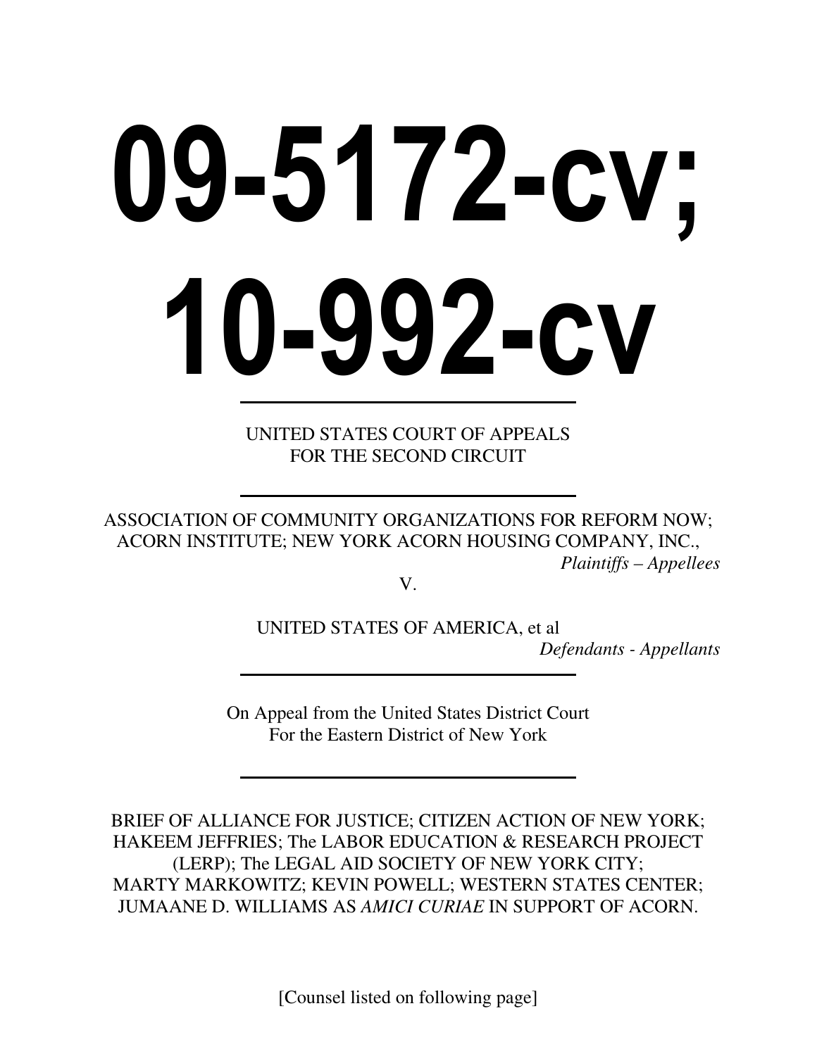# 09-5172-cv; 10-992-cv

---

UNITED STATES COURT OF APPEALS
FOR THE SECOND CIRCUIT

---

ASSOCIATION OF COMMUNITY ORGANIZATIONS FOR REFORM NOW; ACORN INSTITUTE; NEW YORK ACORN HOUSING COMPANY, INC.,

*Plaintiffs – Appellees*

V.

UNITED STATES OF AMERICA, et al

*Defendants - Appellants*

---

On Appeal from the United States District Court
For the Eastern District of New York

---

BRIEF OF ALLIANCE FOR JUSTICE; CITIZEN ACTION OF NEW YORK; HAKEEM JEFFRIES; The LABOR EDUCATION & RESEARCH PROJECT (LERP); The LEGAL AID SOCIETY OF NEW YORK CITY; MARTY MARKOWITZ; KEVIN POWELL; WESTERN STATES CENTER; JUMAANE D. WILLIAMS AS *AMICI CURIAE* IN SUPPORT OF ACORN.

[Counsel listed on following page]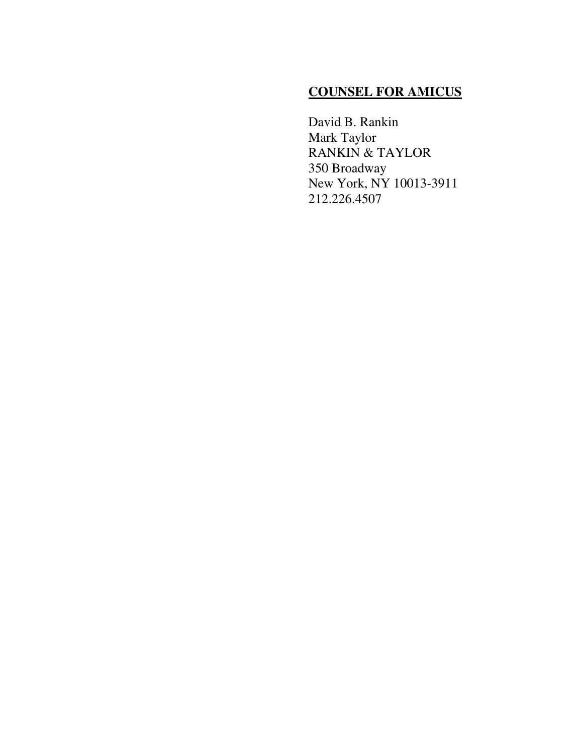**COUNSEL FOR AMICUS**

David B. Rankin
Mark Taylor
RANKIN & TAYLOR
350 Broadway
New York, NY 10013-3911
212.226.4507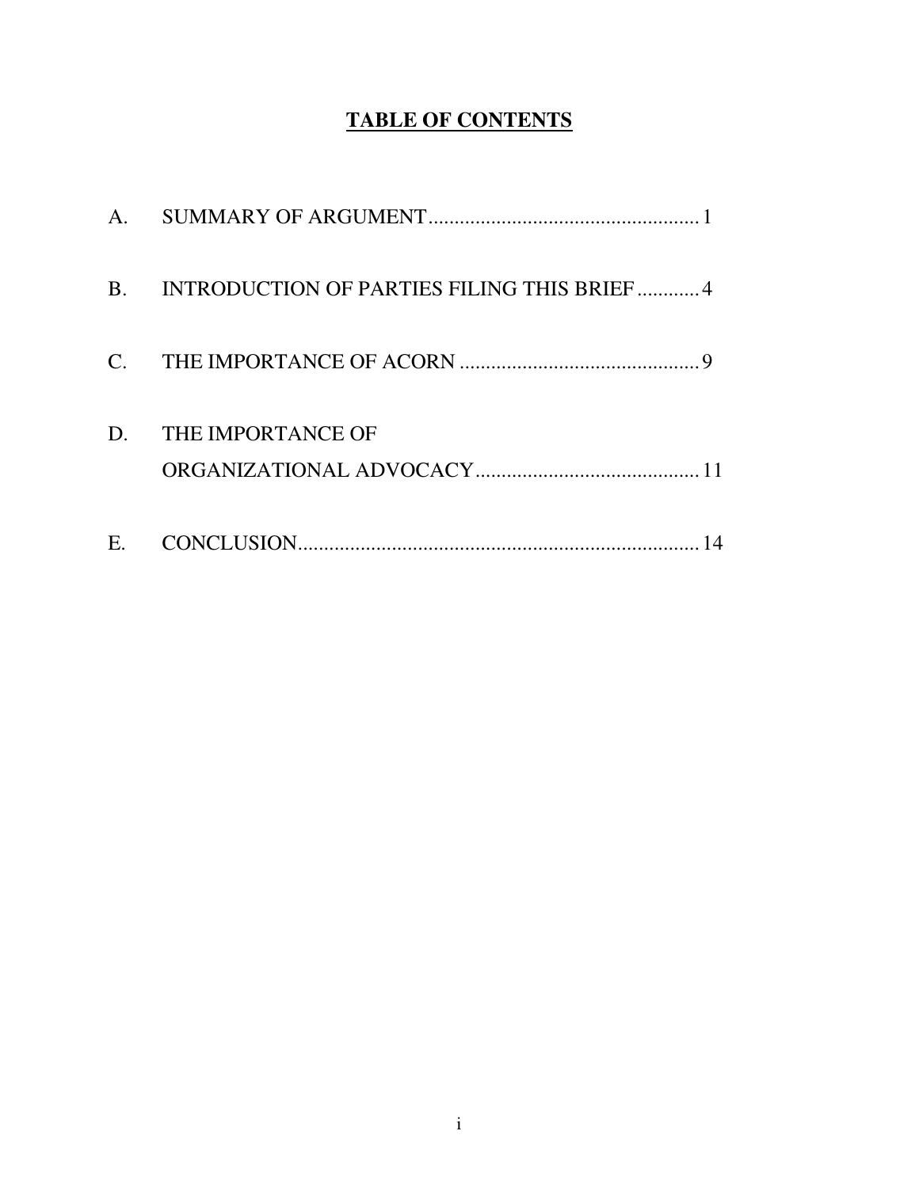# TABLE OF CONTENTS

A. SUMMARY OF ARGUMENT .................................................... 1

B. INTRODUCTION OF PARTIES FILING THIS BRIEF ............ 4

C. THE IMPORTANCE OF ACORN .............................................. 9

D. THE IMPORTANCE OF ORGANIZATIONAL ADVOCACY ........................................... 11

E. CONCLUSION ............................................................................. 14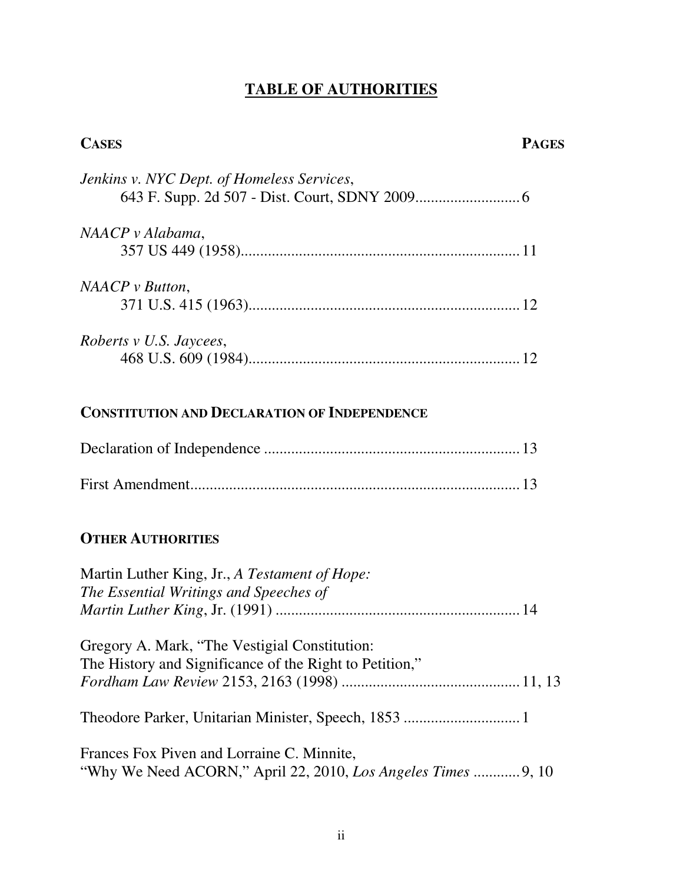# TABLE OF AUTHORITIES

**CASES** **PAGES**

*Jenkins v. NYC Dept. of Homeless Services*,
643 F. Supp. 2d 507 - Dist. Court, SDNY 2009 .......................... 6

*NAACP v Alabama*,
357 US 449 (1958) ....................................................................... 11

*NAACP v Button*,
371 U.S. 415 (1963) ..................................................................... 12

*Roberts v U.S. Jaycees*,
468 U.S. 609 (1984) ..................................................................... 12

**CONSTITUTION AND DECLARATION OF INDEPENDENCE**

Declaration of Independence ................................................................. 13

First Amendment ................................................................................... 13

**OTHER AUTHORITIES**

Martin Luther King, Jr., *A Testament of Hope: The Essential Writings and Speeches of Martin Luther King*, Jr. (1991) .............................................................. 14

Gregory A. Mark, "The Vestigial Constitution: The History and Significance of the Right to Petition," *Fordham Law Review* 2153, 2163 (1998) ............................................. 11, 13

Theodore Parker, Unitarian Minister, Speech, 1853 ............................. 1

Frances Fox Piven and Lorraine C. Minnite, "Why We Need ACORN," April 22, 2010, *Los Angeles Times* ............ 9, 10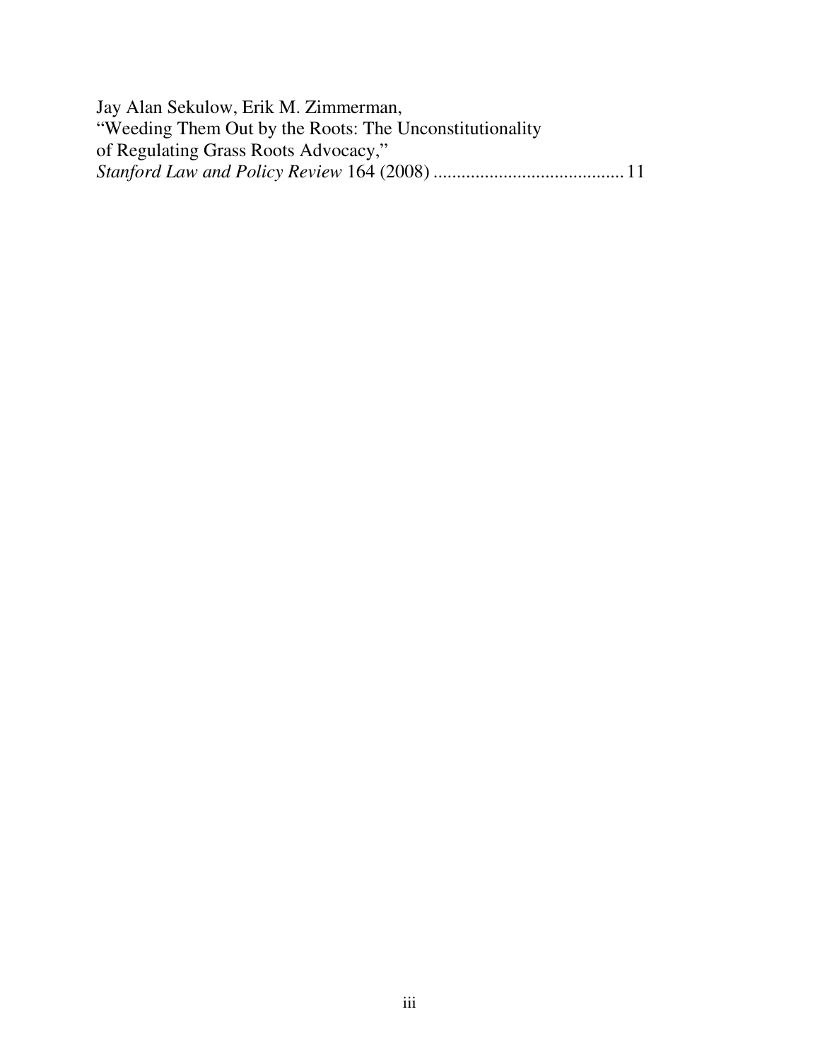Jay Alan Sekulow, Erik M. Zimmerman,
"Weeding Them Out by the Roots: The Unconstitutionality
of Regulating Grass Roots Advocacy,"
*Stanford Law and Policy Review* 164 (2008) ........................................ 11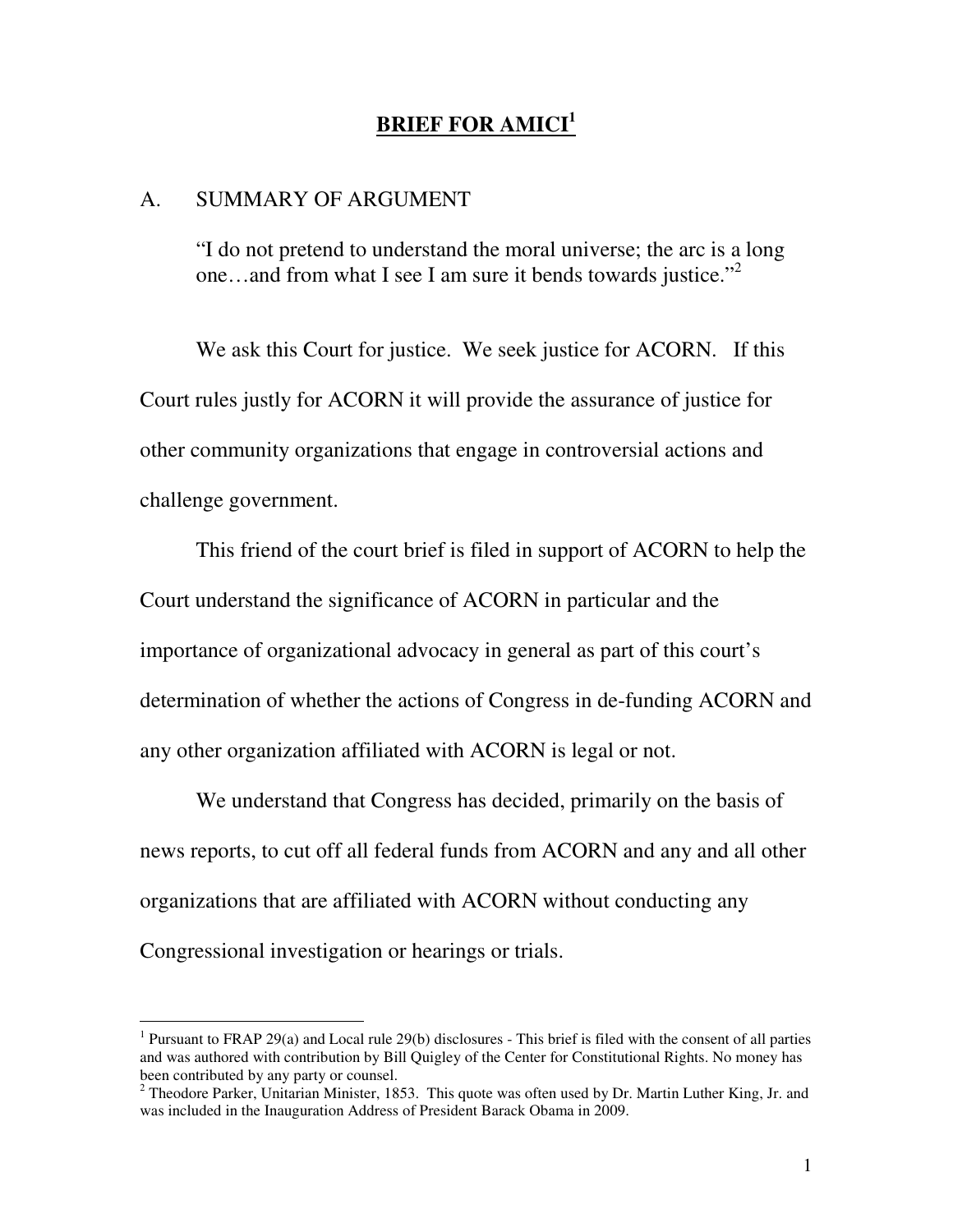## BRIEF FOR AMICI[1]

### A. SUMMARY OF ARGUMENT

> "I do not pretend to understand the moral universe; the arc is a long one…and from what I see I am sure it bends towards justice."[2]

We ask this Court for justice. We seek justice for ACORN. If this Court rules justly for ACORN it will provide the assurance of justice for other community organizations that engage in controversial actions and challenge government.

This friend of the court brief is filed in support of ACORN to help the Court understand the significance of ACORN in particular and the importance of organizational advocacy in general as part of this court's determination of whether the actions of Congress in de-funding ACORN and any other organization affiliated with ACORN is legal or not.

We understand that Congress has decided, primarily on the basis of news reports, to cut off all federal funds from ACORN and any and all other organizations that are affiliated with ACORN without conducting any Congressional investigation or hearings or trials.

---

[1] Pursuant to FRAP 29(a) and Local rule 29(b) disclosures - This brief is filed with the consent of all parties and was authored with contribution by Bill Quigley of the Center for Constitutional Rights. No money has been contributed by any party or counsel.

[2] Theodore Parker, Unitarian Minister, 1853. This quote was often used by Dr. Martin Luther King, Jr. and was included in the Inauguration Address of President Barack Obama in 2009.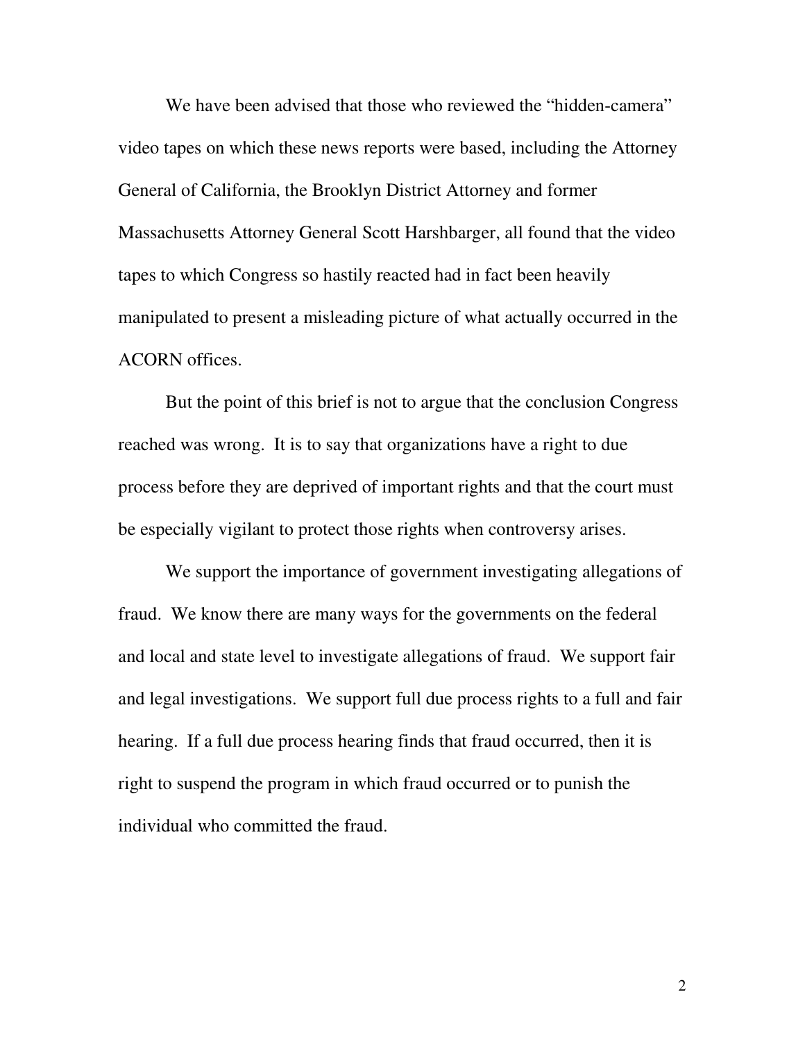We have been advised that those who reviewed the "hidden-camera" video tapes on which these news reports were based, including the Attorney General of California, the Brooklyn District Attorney and former Massachusetts Attorney General Scott Harshbarger, all found that the video tapes to which Congress so hastily reacted had in fact been heavily manipulated to present a misleading picture of what actually occurred in the ACORN offices.

But the point of this brief is not to argue that the conclusion Congress reached was wrong. It is to say that organizations have a right to due process before they are deprived of important rights and that the court must be especially vigilant to protect those rights when controversy arises.

We support the importance of government investigating allegations of fraud. We know there are many ways for the governments on the federal and local and state level to investigate allegations of fraud. We support fair and legal investigations. We support full due process rights to a full and fair hearing. If a full due process hearing finds that fraud occurred, then it is right to suspend the program in which fraud occurred or to punish the individual who committed the fraud.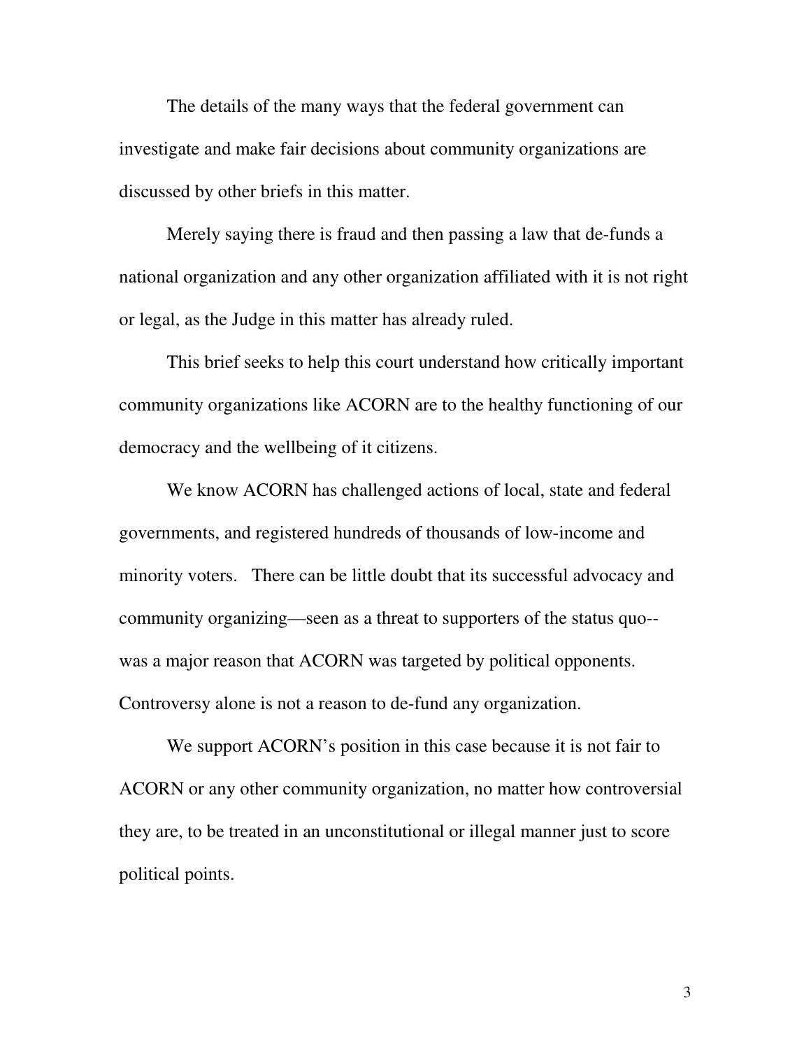The details of the many ways that the federal government can investigate and make fair decisions about community organizations are discussed by other briefs in this matter.

Merely saying there is fraud and then passing a law that de-funds a national organization and any other organization affiliated with it is not right or legal, as the Judge in this matter has already ruled.

This brief seeks to help this court understand how critically important community organizations like ACORN are to the healthy functioning of our democracy and the wellbeing of it citizens.

We know ACORN has challenged actions of local, state and federal governments, and registered hundreds of thousands of low-income and minority voters. There can be little doubt that its successful advocacy and community organizing—seen as a threat to supporters of the status quo--was a major reason that ACORN was targeted by political opponents. Controversy alone is not a reason to de-fund any organization.

We support ACORN's position in this case because it is not fair to ACORN or any other community organization, no matter how controversial they are, to be treated in an unconstitutional or illegal manner just to score political points.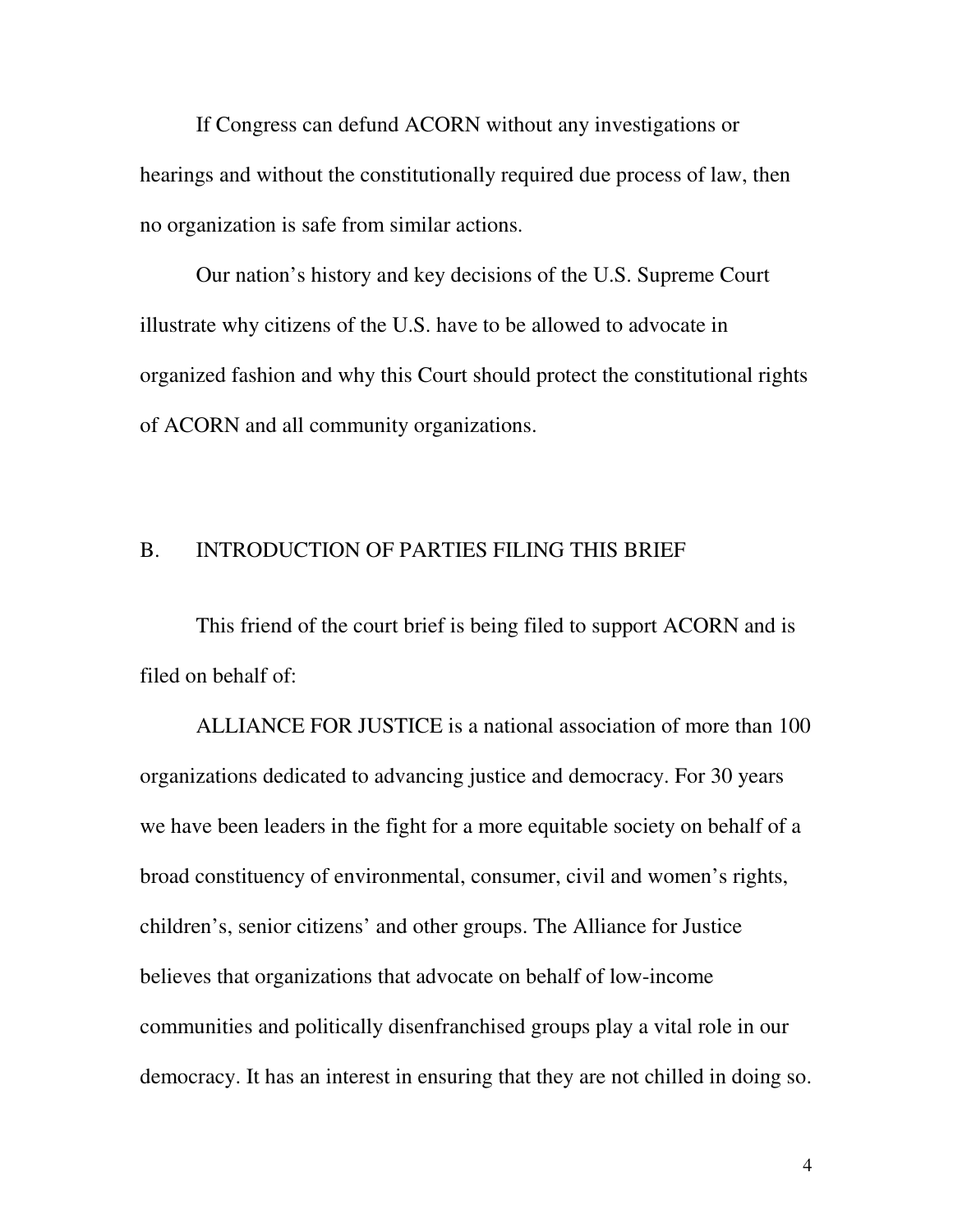If Congress can defund ACORN without any investigations or hearings and without the constitutionally required due process of law, then no organization is safe from similar actions.

Our nation's history and key decisions of the U.S. Supreme Court illustrate why citizens of the U.S. have to be allowed to advocate in organized fashion and why this Court should protect the constitutional rights of ACORN and all community organizations.

## B. INTRODUCTION OF PARTIES FILING THIS BRIEF

This friend of the court brief is being filed to support ACORN and is filed on behalf of:

ALLIANCE FOR JUSTICE is a national association of more than 100 organizations dedicated to advancing justice and democracy. For 30 years we have been leaders in the fight for a more equitable society on behalf of a broad constituency of environmental, consumer, civil and women's rights, children's, senior citizens' and other groups. The Alliance for Justice believes that organizations that advocate on behalf of low-income communities and politically disenfranchised groups play a vital role in our democracy. It has an interest in ensuring that they are not chilled in doing so.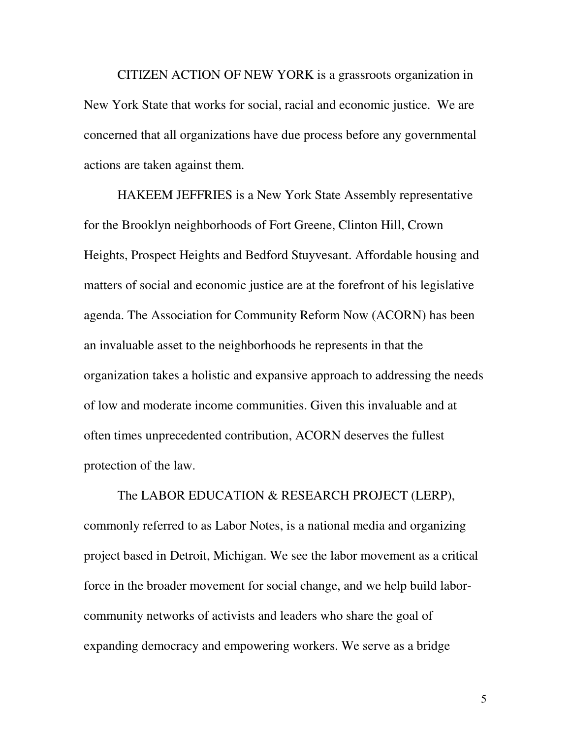CITIZEN ACTION OF NEW YORK is a grassroots organization in New York State that works for social, racial and economic justice. We are concerned that all organizations have due process before any governmental actions are taken against them.

HAKEEM JEFFRIES is a New York State Assembly representative for the Brooklyn neighborhoods of Fort Greene, Clinton Hill, Crown Heights, Prospect Heights and Bedford Stuyvesant. Affordable housing and matters of social and economic justice are at the forefront of his legislative agenda. The Association for Community Reform Now (ACORN) has been an invaluable asset to the neighborhoods he represents in that the organization takes a holistic and expansive approach to addressing the needs of low and moderate income communities. Given this invaluable and at often times unprecedented contribution, ACORN deserves the fullest protection of the law.

The LABOR EDUCATION & RESEARCH PROJECT (LERP), commonly referred to as Labor Notes, is a national media and organizing project based in Detroit, Michigan. We see the labor movement as a critical force in the broader movement for social change, and we help build labor-community networks of activists and leaders who share the goal of expanding democracy and empowering workers. We serve as a bridge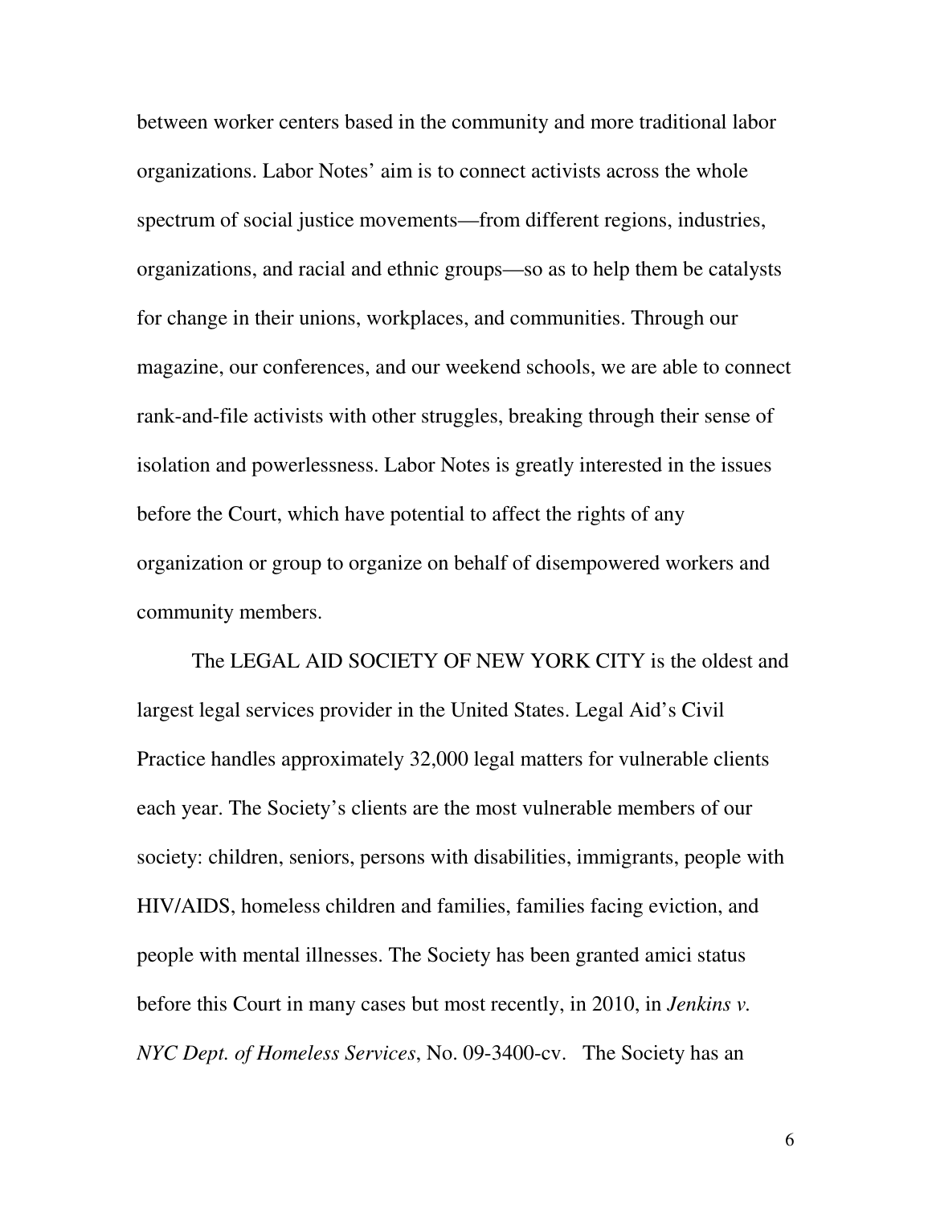between worker centers based in the community and more traditional labor organizations. Labor Notes' aim is to connect activists across the whole spectrum of social justice movements—from different regions, industries, organizations, and racial and ethnic groups—so as to help them be catalysts for change in their unions, workplaces, and communities. Through our magazine, our conferences, and our weekend schools, we are able to connect rank-and-file activists with other struggles, breaking through their sense of isolation and powerlessness. Labor Notes is greatly interested in the issues before the Court, which have potential to affect the rights of any organization or group to organize on behalf of disempowered workers and community members.

The LEGAL AID SOCIETY OF NEW YORK CITY is the oldest and largest legal services provider in the United States. Legal Aid's Civil Practice handles approximately 32,000 legal matters for vulnerable clients each year. The Society's clients are the most vulnerable members of our society: children, seniors, persons with disabilities, immigrants, people with HIV/AIDS, homeless children and families, families facing eviction, and people with mental illnesses. The Society has been granted amici status before this Court in many cases but most recently, in 2010, in *Jenkins v. NYC Dept. of Homeless Services*, No. 09-3400-cv. The Society has an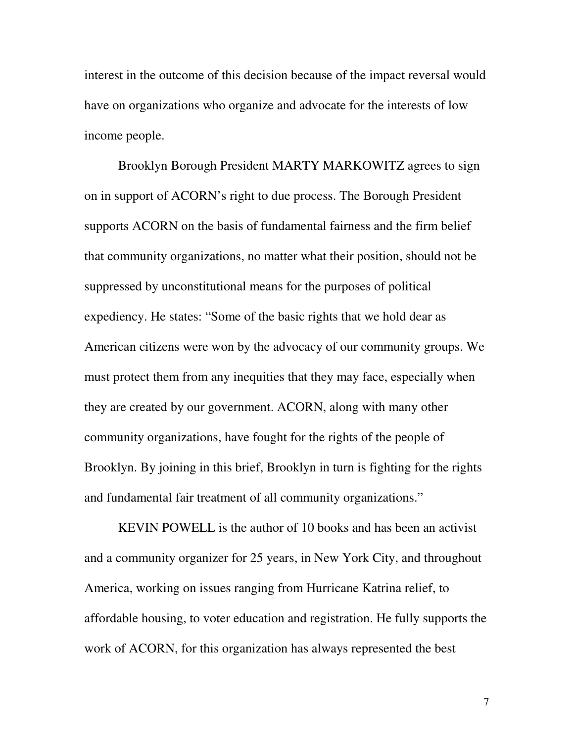interest in the outcome of this decision because of the impact reversal would have on organizations who organize and advocate for the interests of low income people.

Brooklyn Borough President MARTY MARKOWITZ agrees to sign on in support of ACORN's right to due process. The Borough President supports ACORN on the basis of fundamental fairness and the firm belief that community organizations, no matter what their position, should not be suppressed by unconstitutional means for the purposes of political expediency. He states: "Some of the basic rights that we hold dear as American citizens were won by the advocacy of our community groups. We must protect them from any inequities that they may face, especially when they are created by our government. ACORN, along with many other community organizations, have fought for the rights of the people of Brooklyn. By joining in this brief, Brooklyn in turn is fighting for the rights and fundamental fair treatment of all community organizations."

KEVIN POWELL is the author of 10 books and has been an activist and a community organizer for 25 years, in New York City, and throughout America, working on issues ranging from Hurricane Katrina relief, to affordable housing, to voter education and registration. He fully supports the work of ACORN, for this organization has always represented the best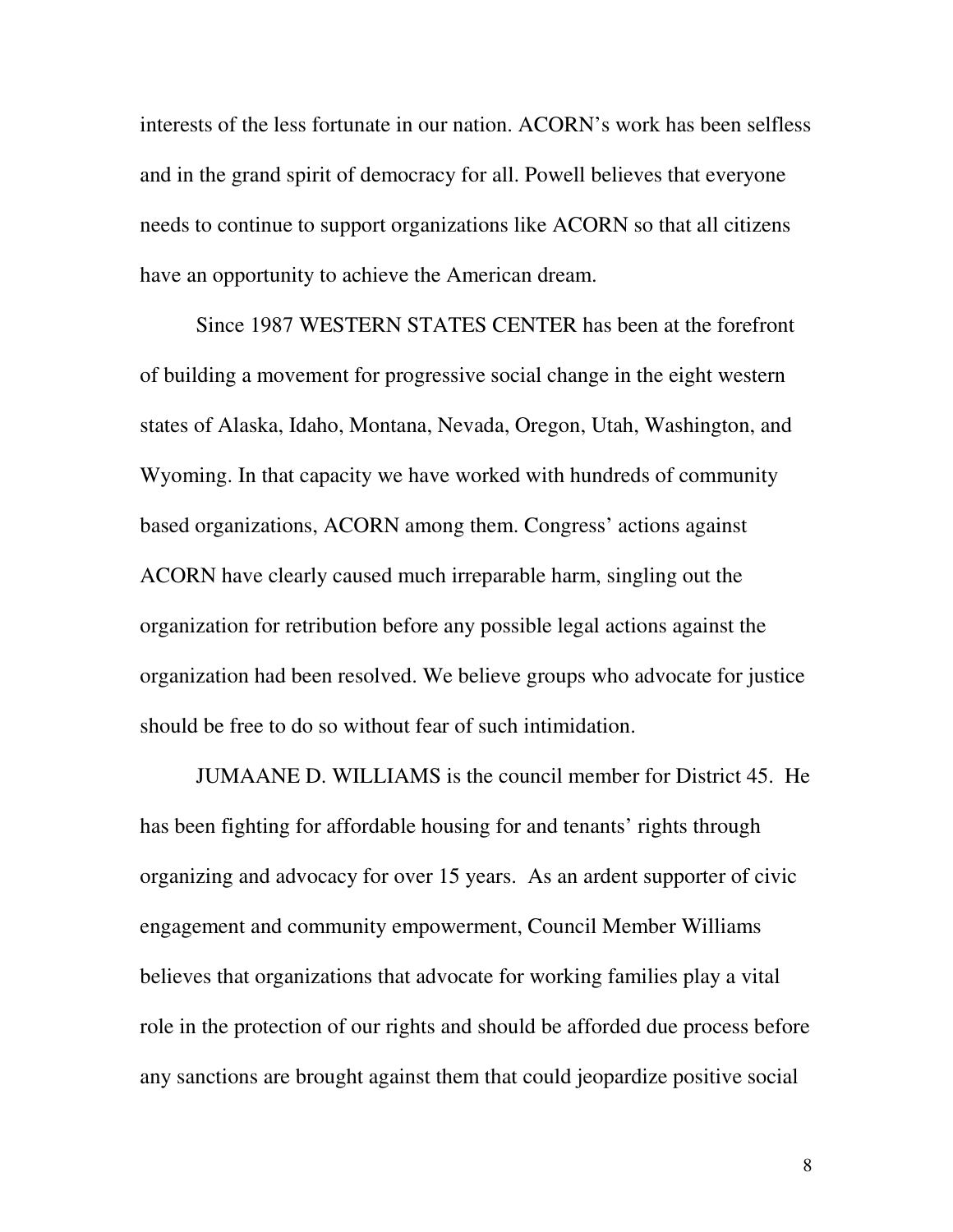interests of the less fortunate in our nation. ACORN's work has been selfless and in the grand spirit of democracy for all. Powell believes that everyone needs to continue to support organizations like ACORN so that all citizens have an opportunity to achieve the American dream.

Since 1987 WESTERN STATES CENTER has been at the forefront of building a movement for progressive social change in the eight western states of Alaska, Idaho, Montana, Nevada, Oregon, Utah, Washington, and Wyoming. In that capacity we have worked with hundreds of community based organizations, ACORN among them. Congress' actions against ACORN have clearly caused much irreparable harm, singling out the organization for retribution before any possible legal actions against the organization had been resolved. We believe groups who advocate for justice should be free to do so without fear of such intimidation.

JUMAANE D. WILLIAMS is the council member for District 45. He has been fighting for affordable housing for and tenants' rights through organizing and advocacy for over 15 years. As an ardent supporter of civic engagement and community empowerment, Council Member Williams believes that organizations that advocate for working families play a vital role in the protection of our rights and should be afforded due process before any sanctions are brought against them that could jeopardize positive social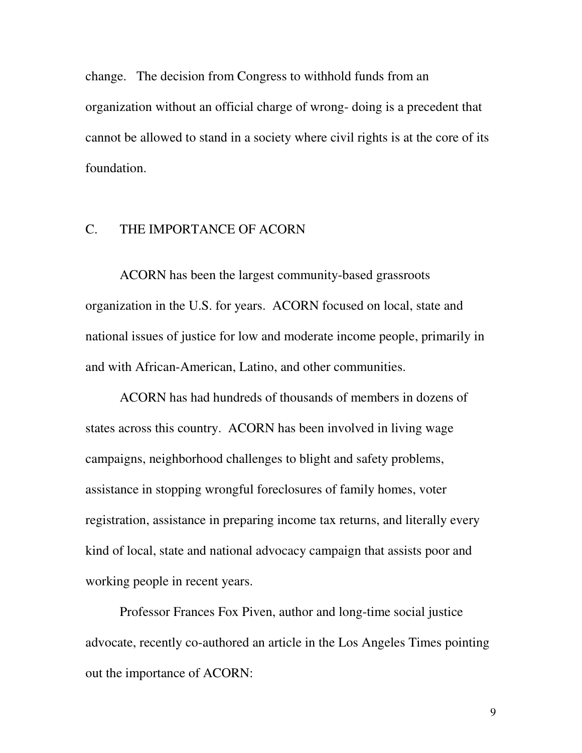change. The decision from Congress to withhold funds from an organization without an official charge of wrong- doing is a precedent that cannot be allowed to stand in a society where civil rights is at the core of its foundation.

## C. THE IMPORTANCE OF ACORN

ACORN has been the largest community-based grassroots organization in the U.S. for years. ACORN focused on local, state and national issues of justice for low and moderate income people, primarily in and with African-American, Latino, and other communities.

ACORN has had hundreds of thousands of members in dozens of states across this country. ACORN has been involved in living wage campaigns, neighborhood challenges to blight and safety problems, assistance in stopping wrongful foreclosures of family homes, voter registration, assistance in preparing income tax returns, and literally every kind of local, state and national advocacy campaign that assists poor and working people in recent years.

Professor Frances Fox Piven, author and long-time social justice advocate, recently co-authored an article in the Los Angeles Times pointing out the importance of ACORN: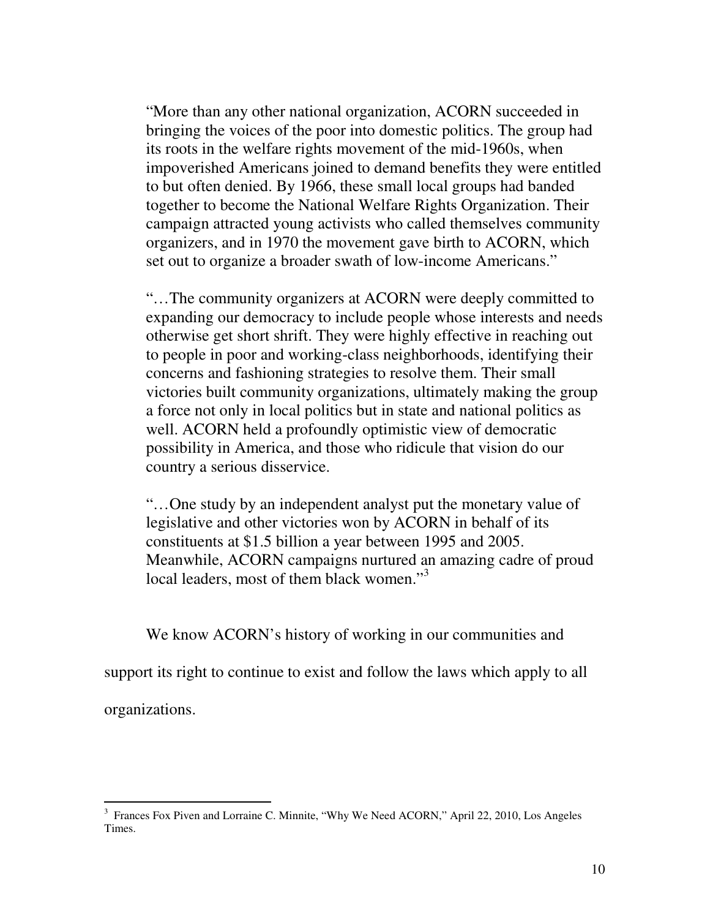> "More than any other national organization, ACORN succeeded in bringing the voices of the poor into domestic politics. The group had its roots in the welfare rights movement of the mid-1960s, when impoverished Americans joined to demand benefits they were entitled to but often denied. By 1966, these small local groups had banded together to become the National Welfare Rights Organization. Their campaign attracted young activists who called themselves community organizers, and in 1970 the movement gave birth to ACORN, which set out to organize a broader swath of low-income Americans."
>
> "…The community organizers at ACORN were deeply committed to expanding our democracy to include people whose interests and needs otherwise get short shrift. They were highly effective in reaching out to people in poor and working-class neighborhoods, identifying their concerns and fashioning strategies to resolve them. Their small victories built community organizations, ultimately making the group a force not only in local politics but in state and national politics as well. ACORN held a profoundly optimistic view of democratic possibility in America, and those who ridicule that vision do our country a serious disservice.
>
> "…One study by an independent analyst put the monetary value of legislative and other victories won by ACORN in behalf of its constituents at $1.5 billion a year between 1995 and 2005. Meanwhile, ACORN campaigns nurtured an amazing cadre of proud local leaders, most of them black women."[3]

We know ACORN's history of working in our communities and support its right to continue to exist and follow the laws which apply to all organizations.

---

[3] Frances Fox Piven and Lorraine C. Minnite, "Why We Need ACORN," April 22, 2010, Los Angeles Times.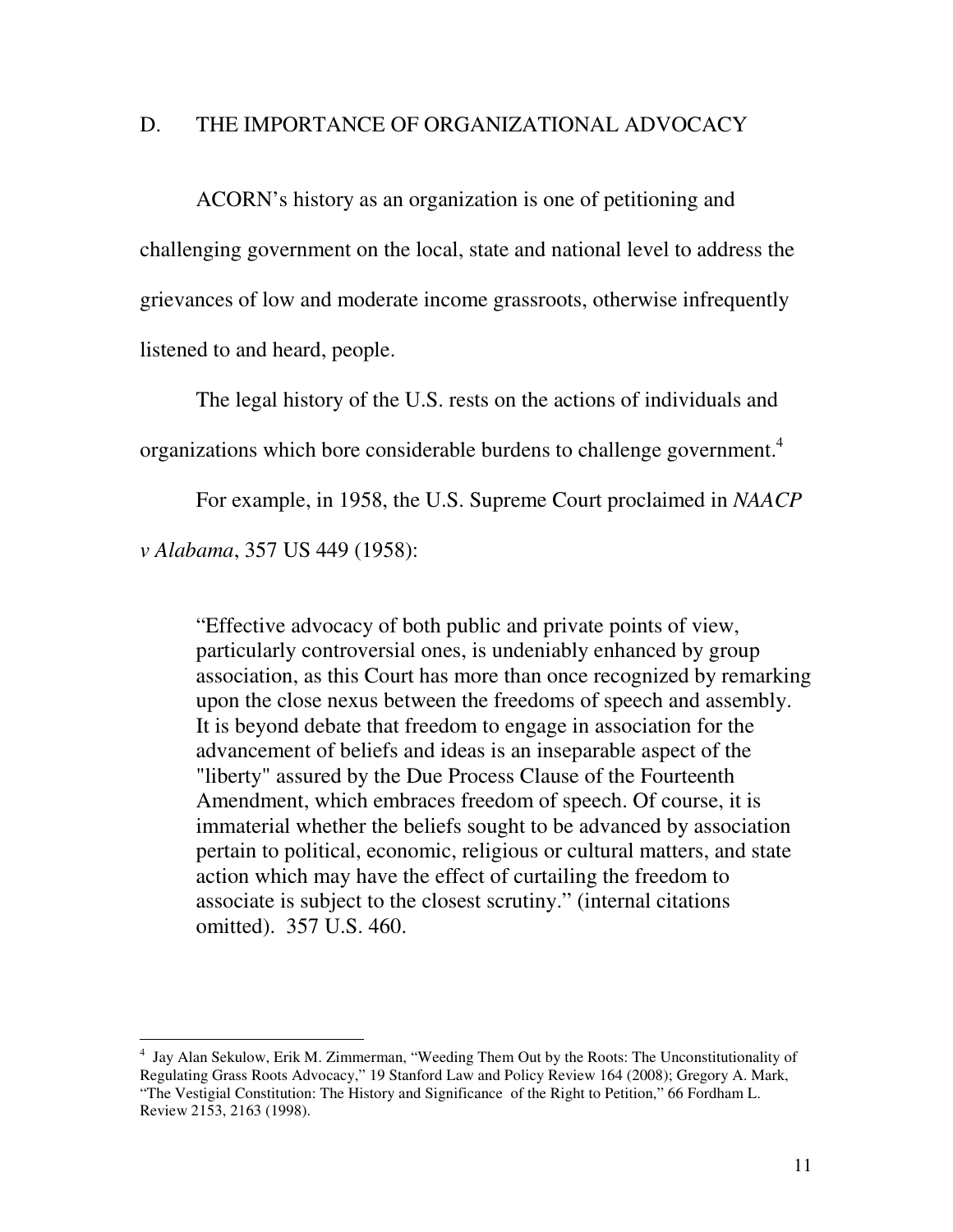## D. THE IMPORTANCE OF ORGANIZATIONAL ADVOCACY

ACORN's history as an organization is one of petitioning and challenging government on the local, state and national level to address the grievances of low and moderate income grassroots, otherwise infrequently listened to and heard, people.

The legal history of the U.S. rests on the actions of individuals and organizations which bore considerable burdens to challenge government.[4]

For example, in 1958, the U.S. Supreme Court proclaimed in *NAACP v Alabama*, 357 US 449 (1958):

> "Effective advocacy of both public and private points of view, particularly controversial ones, is undeniably enhanced by group association, as this Court has more than once recognized by remarking upon the close nexus between the freedoms of speech and assembly. It is beyond debate that freedom to engage in association for the advancement of beliefs and ideas is an inseparable aspect of the "liberty" assured by the Due Process Clause of the Fourteenth Amendment, which embraces freedom of speech. Of course, it is immaterial whether the beliefs sought to be advanced by association pertain to political, economic, religious or cultural matters, and state action which may have the effect of curtailing the freedom to associate is subject to the closest scrutiny." (internal citations omitted). 357 U.S. 460.

---

[4] Jay Alan Sekulow, Erik M. Zimmerman, "Weeding Them Out by the Roots: The Unconstitutionality of Regulating Grass Roots Advocacy," 19 Stanford Law and Policy Review 164 (2008); Gregory A. Mark, "The Vestigial Constitution: The History and Significance of the Right to Petition," 66 Fordham L. Review 2153, 2163 (1998).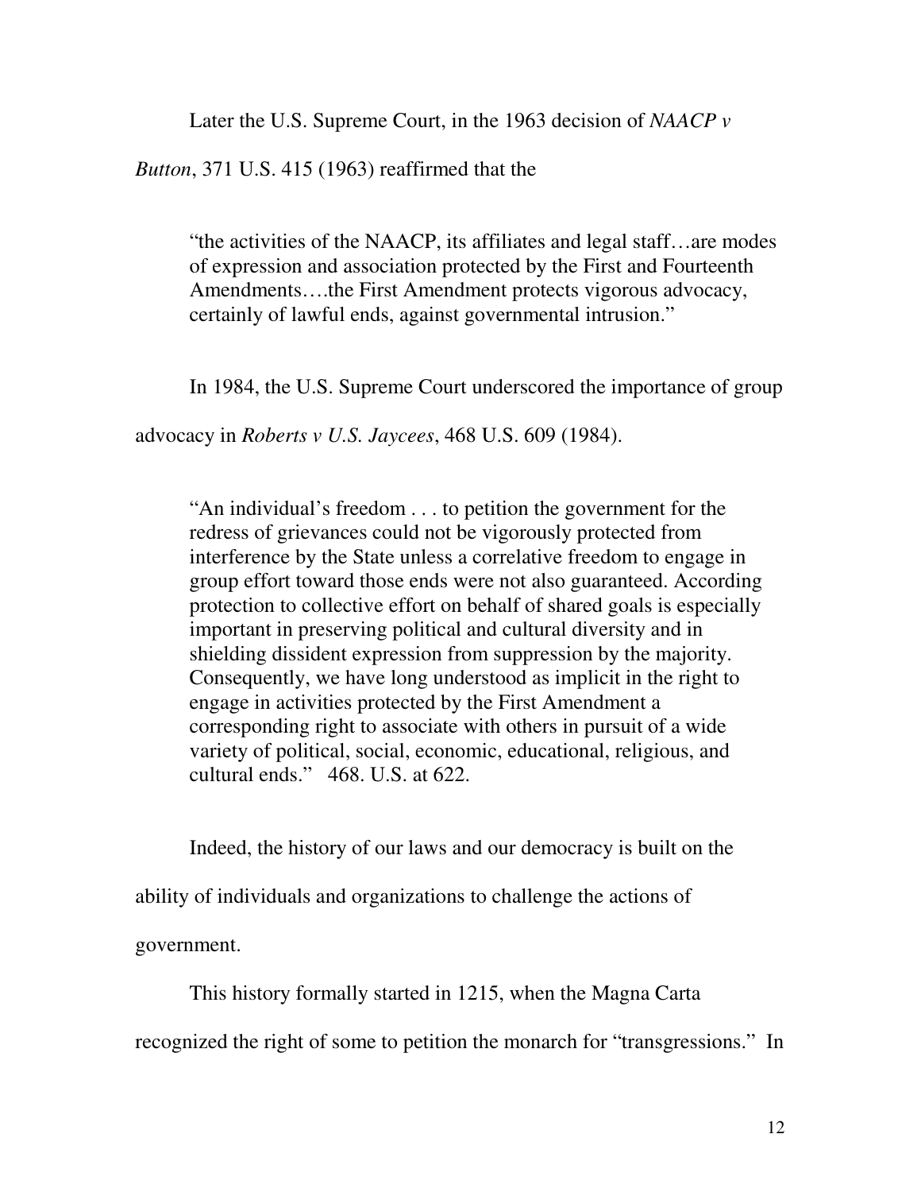Later the U.S. Supreme Court, in the 1963 decision of *NAACP v Button*, 371 U.S. 415 (1963) reaffirmed that the

> "the activities of the NAACP, its affiliates and legal staff…are modes of expression and association protected by the First and Fourteenth Amendments….the First Amendment protects vigorous advocacy, certainly of lawful ends, against governmental intrusion."

In 1984, the U.S. Supreme Court underscored the importance of group advocacy in *Roberts v U.S. Jaycees*, 468 U.S. 609 (1984).

> "An individual's freedom . . . to petition the government for the redress of grievances could not be vigorously protected from interference by the State unless a correlative freedom to engage in group effort toward those ends were not also guaranteed. According protection to collective effort on behalf of shared goals is especially important in preserving political and cultural diversity and in shielding dissident expression from suppression by the majority. Consequently, we have long understood as implicit in the right to engage in activities protected by the First Amendment a corresponding right to associate with others in pursuit of a wide variety of political, social, economic, educational, religious, and cultural ends." 468. U.S. at 622.

Indeed, the history of our laws and our democracy is built on the ability of individuals and organizations to challenge the actions of government.

This history formally started in 1215, when the Magna Carta recognized the right of some to petition the monarch for "transgressions." In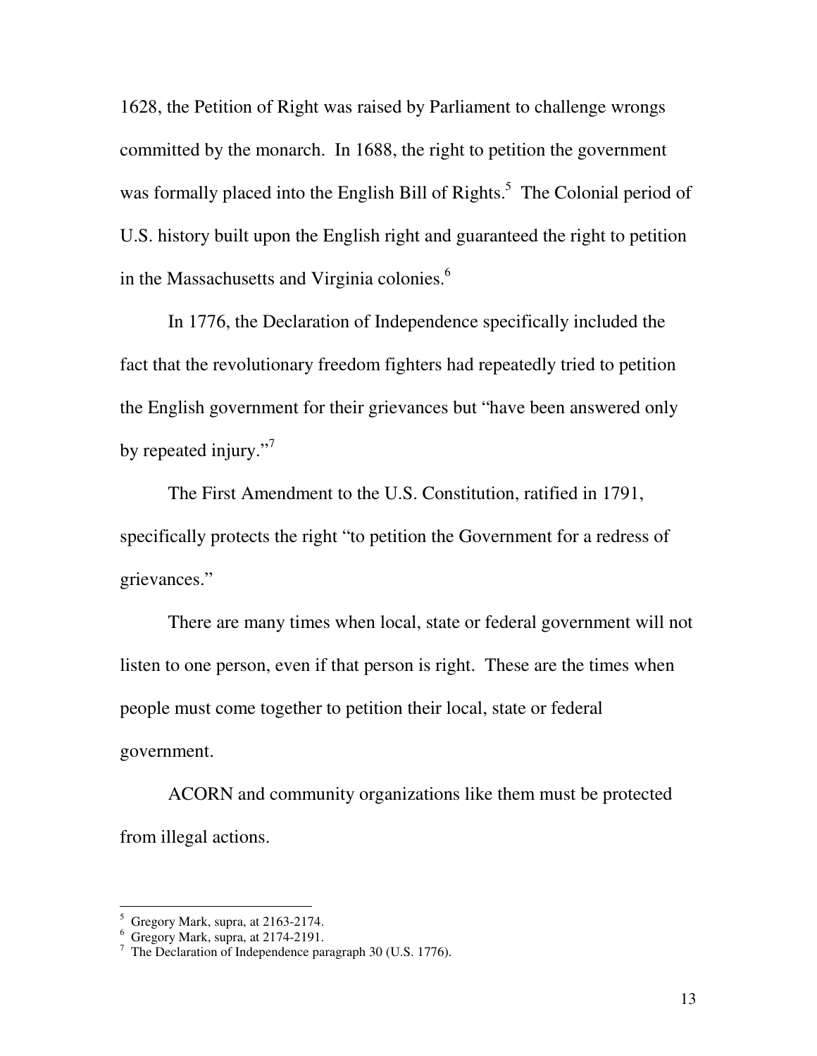1628, the Petition of Right was raised by Parliament to challenge wrongs committed by the monarch. In 1688, the right to petition the government was formally placed into the English Bill of Rights.[5] The Colonial period of U.S. history built upon the English right and guaranteed the right to petition in the Massachusetts and Virginia colonies.[6]

In 1776, the Declaration of Independence specifically included the fact that the revolutionary freedom fighters had repeatedly tried to petition the English government for their grievances but "have been answered only by repeated injury."[7]

The First Amendment to the U.S. Constitution, ratified in 1791, specifically protects the right "to petition the Government for a redress of grievances."

There are many times when local, state or federal government will not listen to one person, even if that person is right. These are the times when people must come together to petition their local, state or federal government.

ACORN and community organizations like them must be protected from illegal actions.

---

[5] Gregory Mark, supra, at 2163-2174.

[6] Gregory Mark, supra, at 2174-2191.

[7] The Declaration of Independence paragraph 30 (U.S. 1776).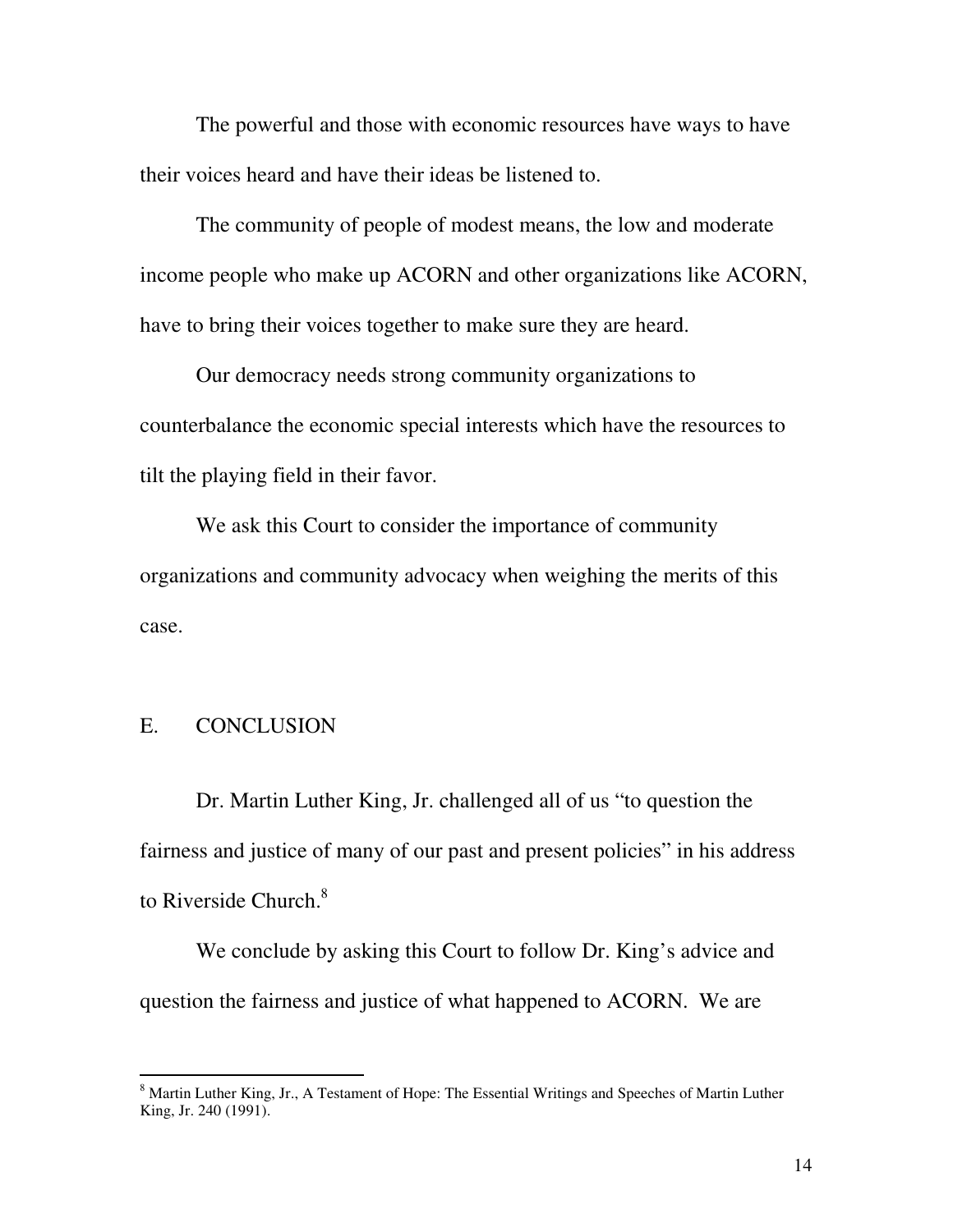The powerful and those with economic resources have ways to have their voices heard and have their ideas be listened to.

The community of people of modest means, the low and moderate income people who make up ACORN and other organizations like ACORN, have to bring their voices together to make sure they are heard.

Our democracy needs strong community organizations to counterbalance the economic special interests which have the resources to tilt the playing field in their favor.

We ask this Court to consider the importance of community organizations and community advocacy when weighing the merits of this case.

## E. CONCLUSION

Dr. Martin Luther King, Jr. challenged all of us "to question the fairness and justice of many of our past and present policies" in his address to Riverside Church.[8]

We conclude by asking this Court to follow Dr. King's advice and question the fairness and justice of what happened to ACORN. We are

---

[8] Martin Luther King, Jr., A Testament of Hope: The Essential Writings and Speeches of Martin Luther King, Jr. 240 (1991).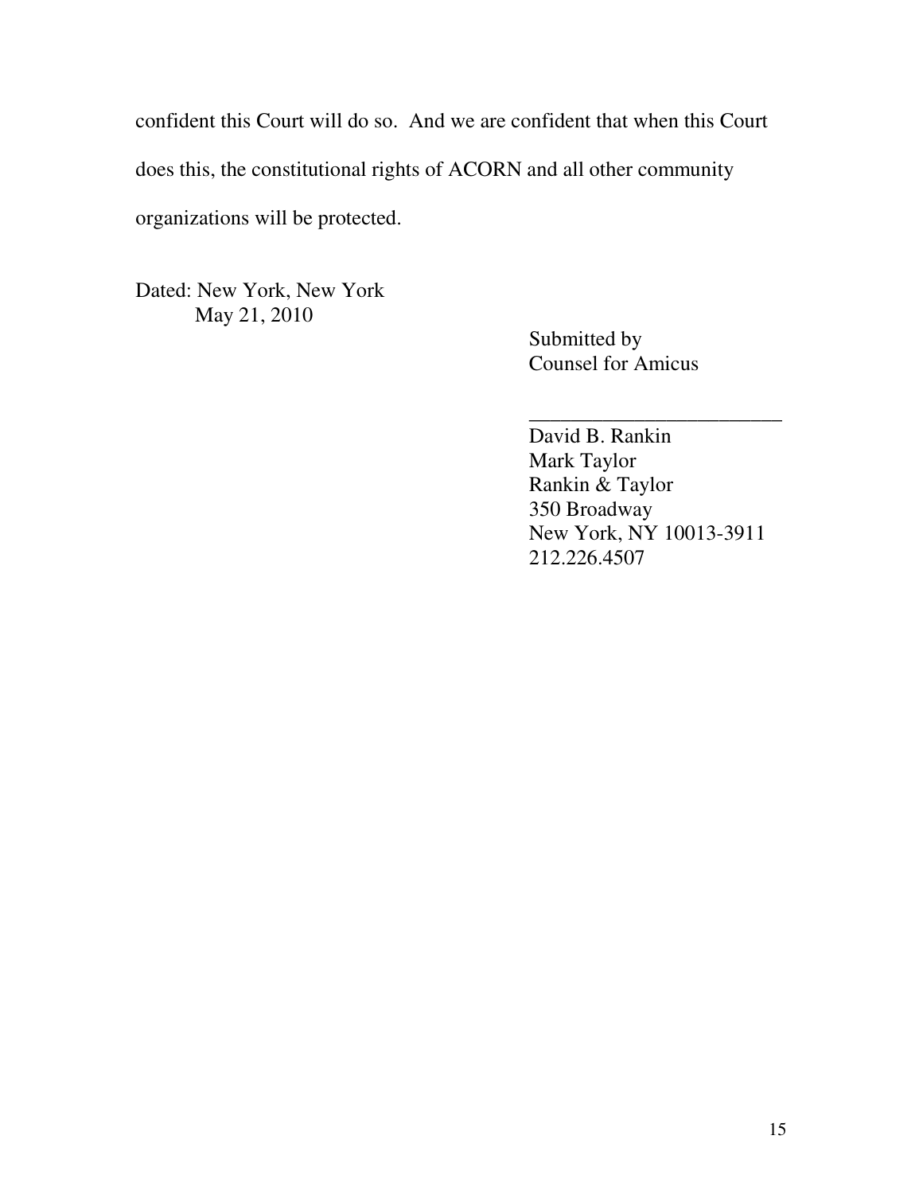confident this Court will do so. And we are confident that when this Court does this, the constitutional rights of ACORN and all other community organizations will be protected.

Dated: New York, New York
May 21, 2010

Submitted by
Counsel for Amicus

________________________

David B. Rankin
Mark Taylor
Rankin & Taylor
350 Broadway
New York, NY 10013-3911
212.226.4507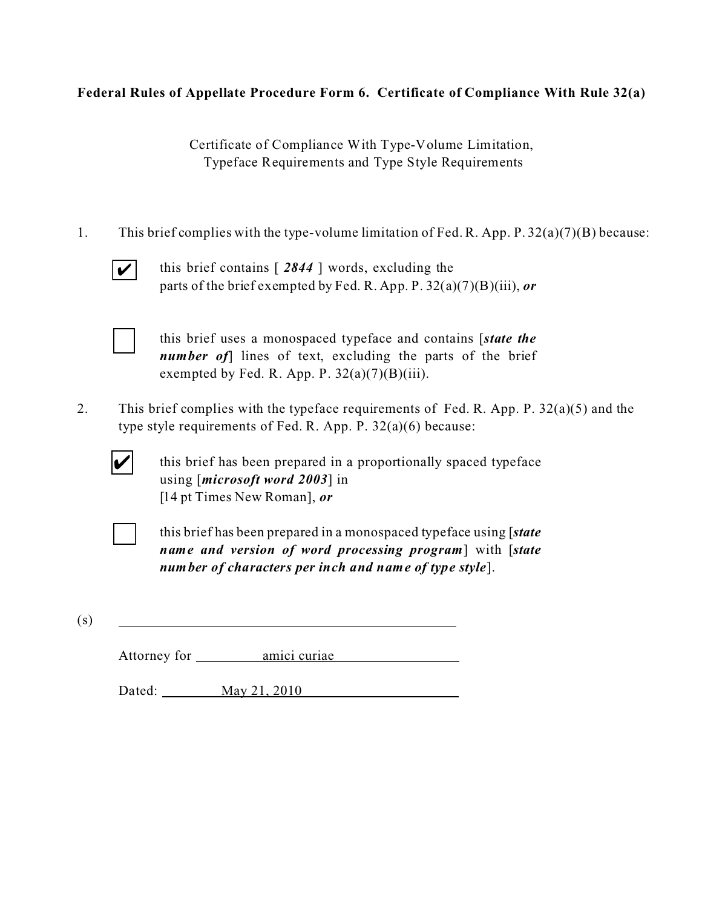**Federal Rules of Appellate Procedure Form 6. Certificate of Compliance With Rule 32(a)**

Certificate of Compliance With Type-Volume Limitation,
Typeface Requirements and Type Style Requirements

1. This brief complies with the type-volume limitation of Fed. R. App. P. 32(a)(7)(B) because:

   ✔ this brief contains [ *2844* ] words, excluding the parts of the brief exempted by Fed. R. App. P. 32(a)(7)(B)(iii), ***or***

   ☐ this brief uses a monospaced typeface and contains [***state the number of***] lines of text, excluding the parts of the brief exempted by Fed. R. App. P. 32(a)(7)(B)(iii).

2. This brief complies with the typeface requirements of Fed. R. App. P. 32(a)(5) and the type style requirements of Fed. R. App. P. 32(a)(6) because:

   ✔ this brief has been prepared in a proportionally spaced typeface using [***microsoft word 2003***] in [14 pt Times New Roman], ***or***

   ☐ this brief has been prepared in a monospaced typeface using [***state name and version of word processing program***] with [***state number of characters per inch and name of type style***].

(s) \_\_\_\_\_\_\_\_\_\_\_\_\_\_\_\_\_\_\_\_\_\_\_\_\_\_\_\_\_\_\_\_\_\_\_\_\_\_\_\_

Attorney for amici curiae

Dated: May 21, 2010